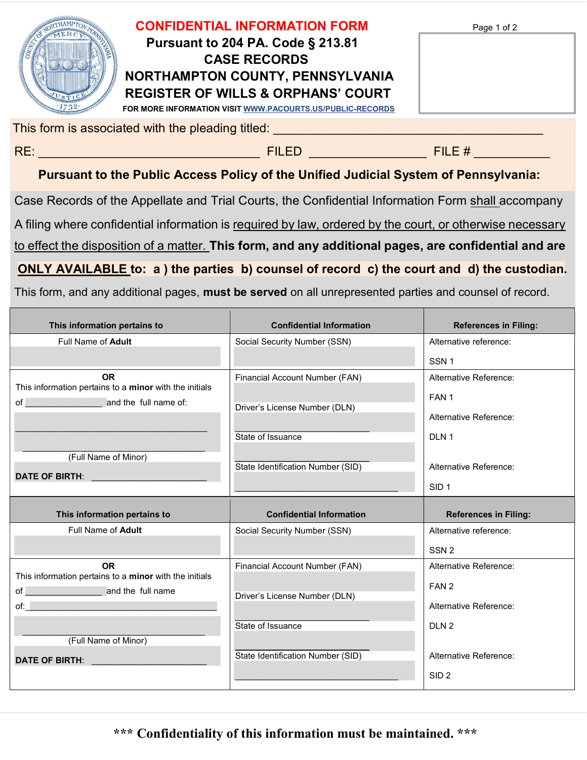# CONFIDENTIAL INFORMATION FORM

**Pursuant to 204 PA. Code § 213.81**

**CASE RECORDS**

**NORTHAMPTON COUNTY, PENNSYLVANIA**

**REGISTER OF WILLS & ORPHANS' COURT**

**FOR MORE INFORMATION VISIT WWW.PACOURTS.US/PUBLIC-RECORDS**

This form is associated with the pleading titled: ________________________________________

RE: ________________________________ FILED ________________ FILE # ___________

**Pursuant to the Public Access Policy of the Unified Judicial System of Pennsylvania:**

Case Records of the Appellate and Trial Courts, the Confidential Information Form shall accompany A filing where confidential information is required by law, ordered by the court, or otherwise necessary to effect the disposition of a matter. **This form, and any additional pages, are confidential and are ONLY AVAILABLE to: a ) the parties b) counsel of record c) the court and d) the custodian.**

This form, and any additional pages, **must be served** on all unrepresented parties and counsel of record.

| This information pertains to | Confidential Information | References in Filing: |
|---|---|---|
| Full Name of **Adult** | Social Security Number (SSN) | Alternative reference:<br>SSN 1 |
| **OR**<br>This information pertains to a **minor** with the initials of ______________ and the full name of:<br>________________________________<br>________________________________<br>(Full Name of Minor)<br>**DATE OF BIRTH**: ______________________ | Financial Account Number (FAN)<br><br>Driver's License Number (DLN)<br>__________________________<br>State of Issuance<br>__________________________<br>State Identification Number (SID)<br>________________________________ | Alternative Reference:<br>FAN 1<br>Alternative Reference:<br>DLN 1<br><br>Alternative Reference:<br>SID 1 |
| **This information pertains to** | **Confidential Information** | **References in Filing:** |
| Full Name of **Adult** | Social Security Number (SSN) | Alternative reference:<br>SSN 2 |
| **OR**<br>This information pertains to a **minor** with the initials of ______________ and the full name of:________________________________<br>________________________________<br>(Full Name of Minor)<br>**DATE OF BIRTH**: ______________________ | Financial Account Number (FAN)<br><br>Driver's License Number (DLN)<br>__________________________<br>State of Issuance<br>__________________________<br>State Identification Number (SID)<br>________________________________ | Alternative Reference:<br>FAN 2<br>Alternative Reference:<br>DLN 2<br><br>Alternative Reference:<br>SID 2 |

**\*\*\* Confidentiality of this information must be maintained. \*\*\***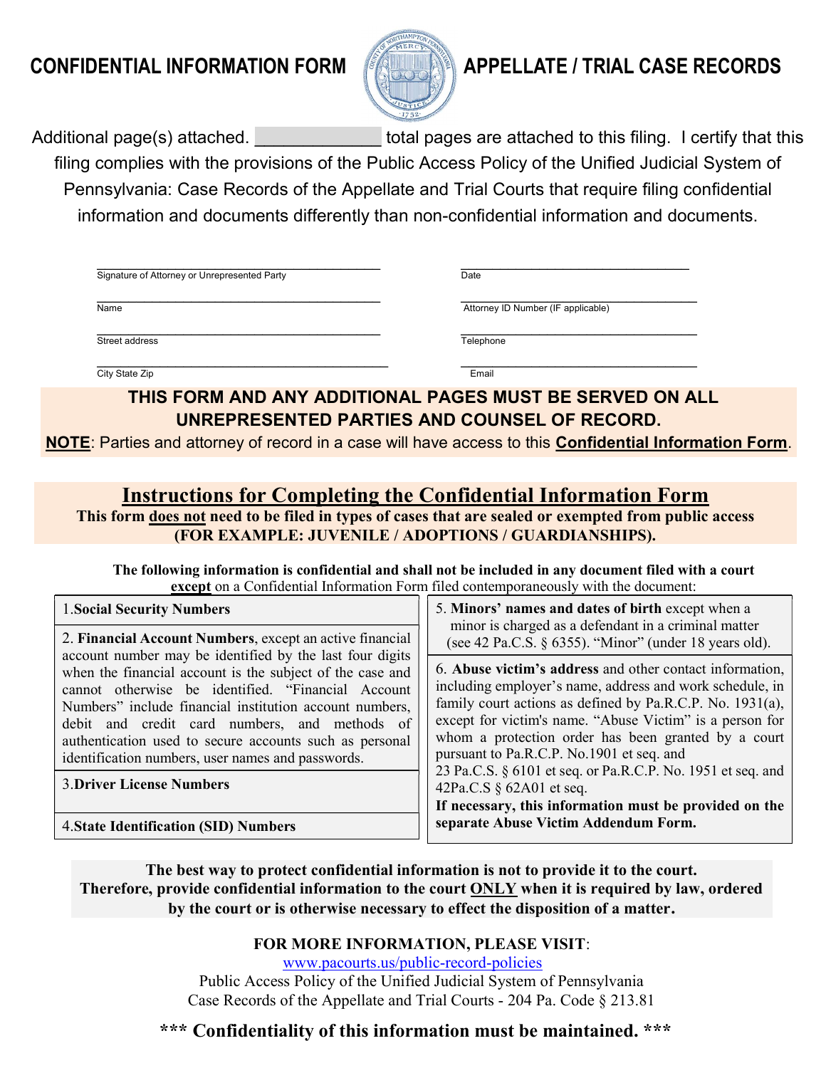# CONFIDENTIAL INFORMATION FORM — APPELLATE / TRIAL CASE RECORDS

Additional page(s) attached. ____________ total pages are attached to this filing. I certify that this filing complies with the provisions of the Public Access Policy of the Unified Judicial System of Pennsylvania: Case Records of the Appellate and Trial Courts that require filing confidential information and documents differently than non-confidential information and documents.

| | |
|---|---|
| ______________________________ Signature of Attorney or Unrepresented Party | ______________________________ Date |
| ______________________________ Name | ______________________________ Attorney ID Number (IF applicable) |
| ______________________________ Street address | ______________________________ Telephone |
| ______________________________ City State Zip | ______________________________ Email |

**THIS FORM AND ANY ADDITIONAL PAGES MUST BE SERVED ON ALL UNREPRESENTED PARTIES AND COUNSEL OF RECORD.**

**NOTE**: Parties and attorney of record in a case will have access to this **Confidential Information Form**.

## Instructions for Completing the Confidential Information Form

**This form does not need to be filed in types of cases that are sealed or exempted from public access (FOR EXAMPLE: JUVENILE / ADOPTIONS / GUARDIANSHIPS).**

**The following information is confidential and shall not be included in any document filed with a court except** on a Confidential Information Form filed contemporaneously with the document:

1. **Social Security Numbers**
2. **Financial Account Numbers**, except an active financial account number may be identified by the last four digits when the financial account is the subject of the case and cannot otherwise be identified. "Financial Account Numbers" include financial institution account numbers, debit and credit card numbers, and methods of authentication used to secure accounts such as personal identification numbers, user names and passwords.
3. **Driver License Numbers**
4. **State Identification (SID) Numbers**
5. **Minors' names and dates of birth** except when a minor is charged as a defendant in a criminal matter (see 42 Pa.C.S. § 6355). "Minor" (under 18 years old).
6. **Abuse victim's address** and other contact information, including employer's name, address and work schedule, in family court actions as defined by Pa.R.C.P. No. 1931(a), except for victim's name. "Abuse Victim" is a person for whom a protection order has been granted by a court pursuant to Pa.R.C.P. No.1901 et seq. and 23 Pa.C.S. § 6101 et seq. or Pa.R.C.P. No. 1951 et seq. and 42Pa.C.S § 62A01 et seq.
   **If necessary, this information must be provided on the separate Abuse Victim Addendum Form.**

**The best way to protect confidential information is not to provide it to the court. Therefore, provide confidential information to the court ONLY when it is required by law, ordered by the court or is otherwise necessary to effect the disposition of a matter.**

**FOR MORE INFORMATION, PLEASE VISIT**:
www.pacourts.us/public-record-policies
Public Access Policy of the Unified Judicial System of Pennsylvania
Case Records of the Appellate and Trial Courts - 204 Pa. Code § 213.81

**\*\*\* Confidentiality of this information must be maintained. \*\*\***